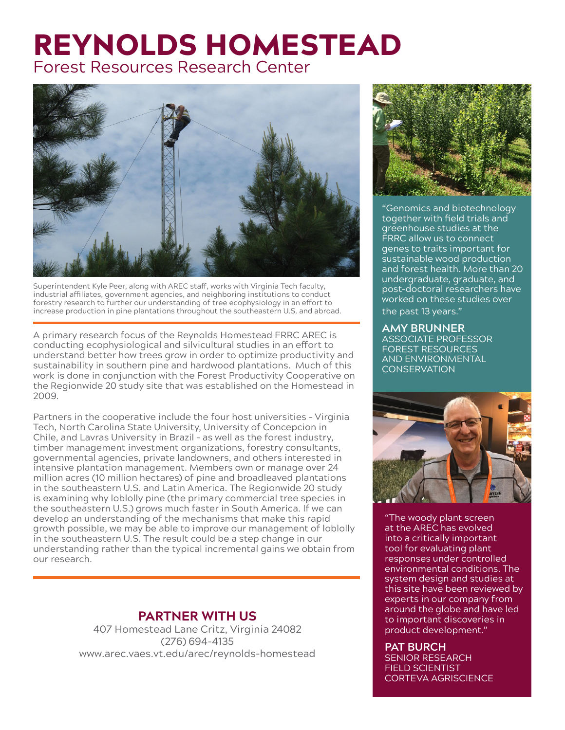# REYNOLDS HOMESTEAD

## Forest Resources Research Center

Superintendent Kyle Peer, along with AREC staff, works with Virginia Tech faculty, industrial affiliates, government agencies, and neighboring institutions to conduct forestry research to further our understanding of tree ecophysiology in an effort to increase production in pine plantations throughout the southeastern U.S. and abroad.

A primary research focus of the Reynolds Homestead FRRC AREC is conducting ecophysiological and silvicultural studies in an effort to understand better how trees grow in order to optimize productivity and sustainability in southern pine and hardwood plantations. Much of this work is done in conjunction with the Forest Productivity Cooperative on the Regionwide 20 study site that was established on the Homestead in 2009.

Partners in the cooperative include the four host universities - Virginia Tech, North Carolina State University, University of Concepcion in Chile, and Lavras University in Brazil - as well as the forest industry, timber management investment organizations, forestry consultants, governmental agencies, private landowners, and others interested in intensive plantation management. Members own or manage over 24 million acres (10 million hectares) of pine and broadleaved plantations in the southeastern U.S. and Latin America. The Regionwide 20 study is examining why loblolly pine (the primary commercial tree species in the southeastern U.S.) grows much faster in South America. If we can develop an understanding of the mechanisms that make this rapid growth possible, we may be able to improve our management of loblolly in the southeastern U.S. The result could be a step change in our understanding rather than the typical incremental gains we obtain from our research.

"Genomics and biotechnology together with field trials and greenhouse studies at the FRRC allow us to connect genes to traits important for sustainable wood production and forest health. More than 20 undergraduate, graduate, and post-doctoral researchers have worked on these studies over the past 13 years."

**AMY BRUNNER**
ASSOCIATE PROFESSOR
FOREST RESOURCES
AND ENVIRONMENTAL
CONSERVATION

"The woody plant screen at the AREC has evolved into a critically important tool for evaluating plant responses under controlled environmental conditions. The system design and studies at this site have been reviewed by experts in our company from around the globe and have led to important discoveries in product development."

**PAT BURCH**
SENIOR RESEARCH
FIELD SCIENTIST
CORTEVA AGRISCIENCE

## PARTNER WITH US

407 Homestead Lane Critz, Virginia 24082
(276) 694-4135
www.arec.vaes.vt.edu/arec/reynolds-homestead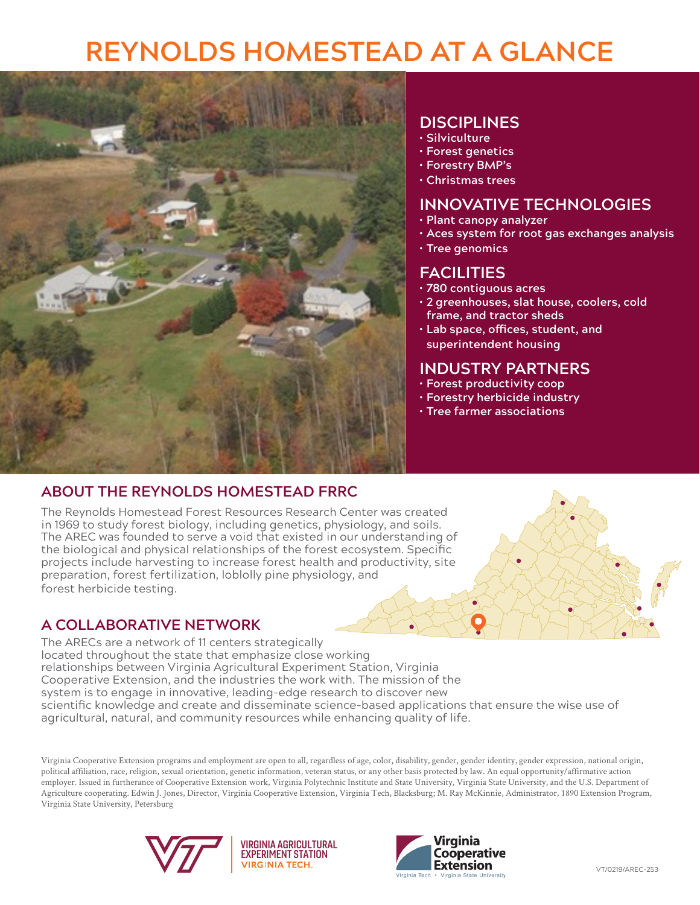# REYNOLDS HOMESTEAD AT A GLANCE

## DISCIPLINES

- Silviculture
- Forest genetics
- Forestry BMP's
- Christmas trees

## INNOVATIVE TECHNOLOGIES

- Plant canopy analyzer
- Aces system for root gas exchanges analysis
- Tree genomics

## FACILITIES

- 780 contiguous acres
- 2 greenhouses, slat house, coolers, cold frame, and tractor sheds
- Lab space, offices, student, and superintendent housing

## INDUSTRY PARTNERS

- Forest productivity coop
- Forestry herbicide industry
- Tree farmer associations

## ABOUT THE REYNOLDS HOMESTEAD FRRC

The Reynolds Homestead Forest Resources Research Center was created in 1969 to study forest biology, including genetics, physiology, and soils. The AREC was founded to serve a void that existed in our understanding of the biological and physical relationships of the forest ecosystem. Specific projects include harvesting to increase forest health and productivity, site preparation, forest fertilization, loblolly pine physiology, and forest herbicide testing.

## A COLLABORATIVE NETWORK

The ARECs are a network of 11 centers strategically located throughout the state that emphasize close working relationships between Virginia Agricultural Experiment Station, Virginia Cooperative Extension, and the industries the work with. The mission of the system is to engage in innovative, leading-edge research to discover new scientific knowledge and create and disseminate science-based applications that ensure the wise use of agricultural, natural, and community resources while enhancing quality of life.

Virginia Cooperative Extension programs and employment are open to all, regardless of age, color, disability, gender, gender identity, gender expression, national origin, political affiliation, race, religion, sexual orientation, genetic information, veteran status, or any other basis protected by law. An equal opportunity/affirmative action employer. Issued in furtherance of Cooperative Extension work, Virginia Polytechnic Institute and State University, Virginia State University, and the U.S. Department of Agriculture cooperating. Edwin J. Jones, Director, Virginia Cooperative Extension, Virginia Tech, Blacksburg; M. Ray McKinnie, Administrator, 1890 Extension Program, Virginia State University, Petersburg

VIRGINIA AGRICULTURAL EXPERIMENT STATION
VIRGINIA TECH.

Virginia Cooperative Extension
Virginia Tech • Virginia State University

VT/0219/AREC-253